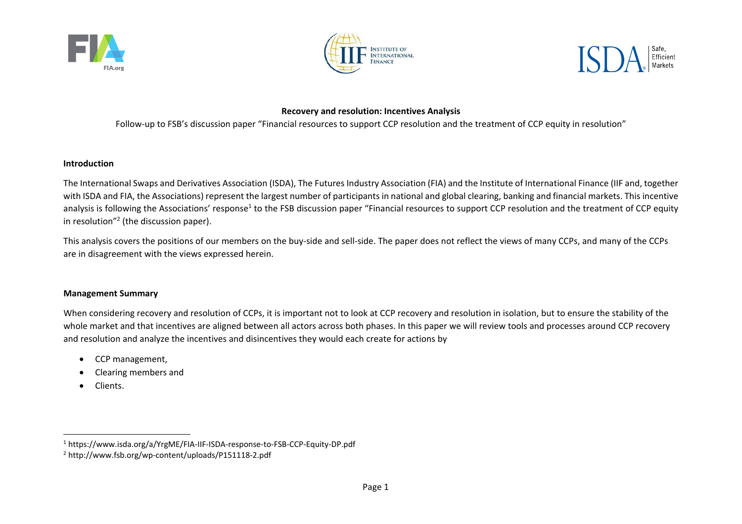**Recovery and resolution: Incentives Analysis**

Follow-up to FSB's discussion paper "Financial resources to support CCP resolution and the treatment of CCP equity in resolution"

## Introduction

The International Swaps and Derivatives Association (ISDA), The Futures Industry Association (FIA) and the Institute of International Finance (IIF and, together with ISDA and FIA, the Associations) represent the largest number of participants in national and global clearing, banking and financial markets. This incentive analysis is following the Associations' response[1] to the FSB discussion paper "Financial resources to support CCP resolution and the treatment of CCP equity in resolution"[2] (the discussion paper).

This analysis covers the positions of our members on the buy-side and sell-side. The paper does not reflect the views of many CCPs, and many of the CCPs are in disagreement with the views expressed herein.

## Management Summary

When considering recovery and resolution of CCPs, it is important not to look at CCP recovery and resolution in isolation, but to ensure the stability of the whole market and that incentives are aligned between all actors across both phases. In this paper we will review tools and processes around CCP recovery and resolution and analyze the incentives and disincentives they would each create for actions by

- CCP management,
- Clearing members and
- Clients.

[1] https://www.isda.org/a/YrgME/FIA-IIF-ISDA-response-to-FSB-CCP-Equity-DP.pdf

[2] http://www.fsb.org/wp-content/uploads/P151118-2.pdf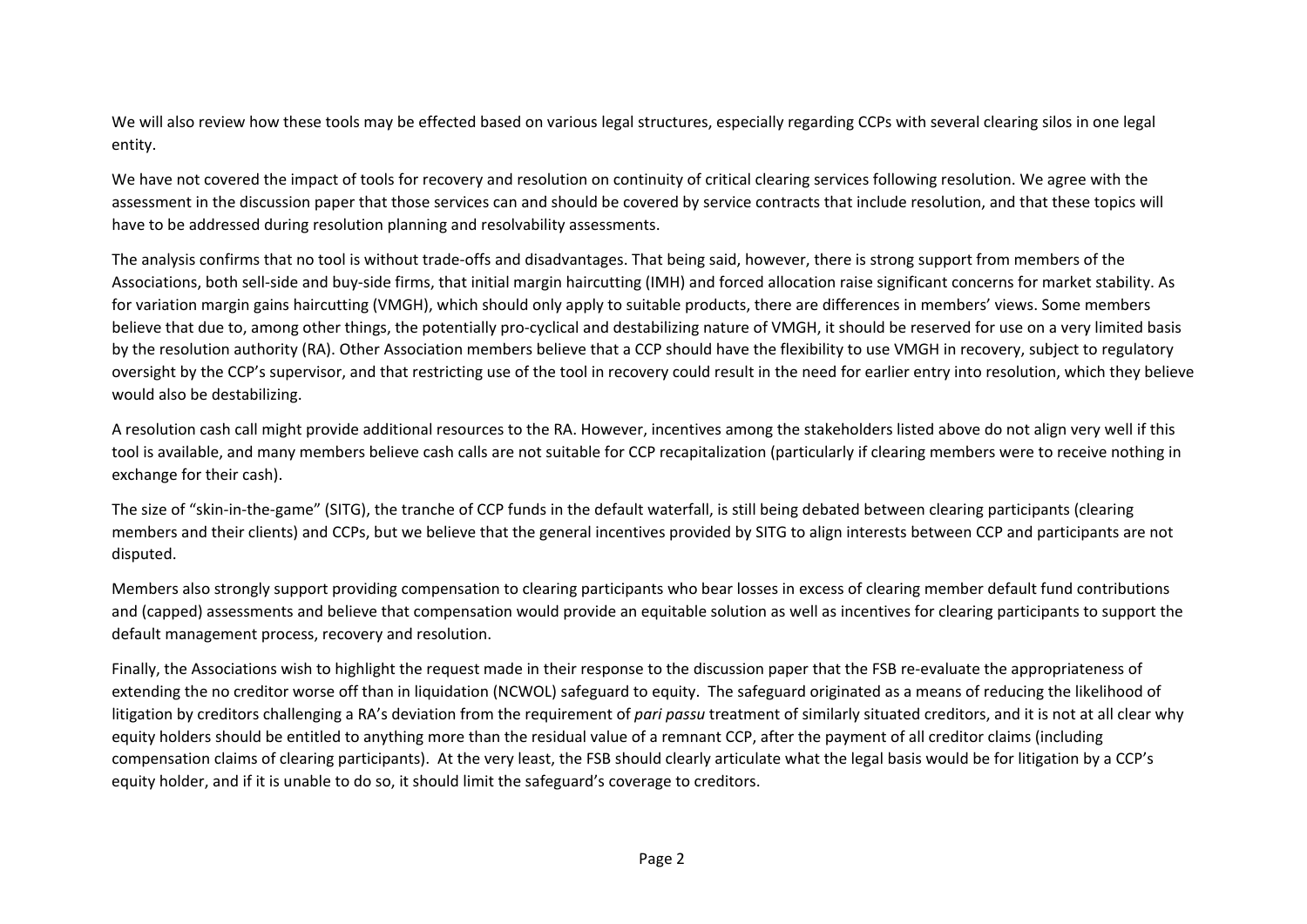We will also review how these tools may be effected based on various legal structures, especially regarding CCPs with several clearing silos in one legal entity.

We have not covered the impact of tools for recovery and resolution on continuity of critical clearing services following resolution. We agree with the assessment in the discussion paper that those services can and should be covered by service contracts that include resolution, and that these topics will have to be addressed during resolution planning and resolvability assessments.

The analysis confirms that no tool is without trade-offs and disadvantages. That being said, however, there is strong support from members of the Associations, both sell-side and buy-side firms, that initial margin haircutting (IMH) and forced allocation raise significant concerns for market stability. As for variation margin gains haircutting (VMGH), which should only apply to suitable products, there are differences in members' views. Some members believe that due to, among other things, the potentially pro-cyclical and destabilizing nature of VMGH, it should be reserved for use on a very limited basis by the resolution authority (RA). Other Association members believe that a CCP should have the flexibility to use VMGH in recovery, subject to regulatory oversight by the CCP's supervisor, and that restricting use of the tool in recovery could result in the need for earlier entry into resolution, which they believe would also be destabilizing.

A resolution cash call might provide additional resources to the RA. However, incentives among the stakeholders listed above do not align very well if this tool is available, and many members believe cash calls are not suitable for CCP recapitalization (particularly if clearing members were to receive nothing in exchange for their cash).

The size of "skin-in-the-game" (SITG), the tranche of CCP funds in the default waterfall, is still being debated between clearing participants (clearing members and their clients) and CCPs, but we believe that the general incentives provided by SITG to align interests between CCP and participants are not disputed.

Members also strongly support providing compensation to clearing participants who bear losses in excess of clearing member default fund contributions and (capped) assessments and believe that compensation would provide an equitable solution as well as incentives for clearing participants to support the default management process, recovery and resolution.

Finally, the Associations wish to highlight the request made in their response to the discussion paper that the FSB re-evaluate the appropriateness of extending the no creditor worse off than in liquidation (NCWOL) safeguard to equity. The safeguard originated as a means of reducing the likelihood of litigation by creditors challenging a RA's deviation from the requirement of *pari passu* treatment of similarly situated creditors, and it is not at all clear why equity holders should be entitled to anything more than the residual value of a remnant CCP, after the payment of all creditor claims (including compensation claims of clearing participants). At the very least, the FSB should clearly articulate what the legal basis would be for litigation by a CCP's equity holder, and if it is unable to do so, it should limit the safeguard's coverage to creditors.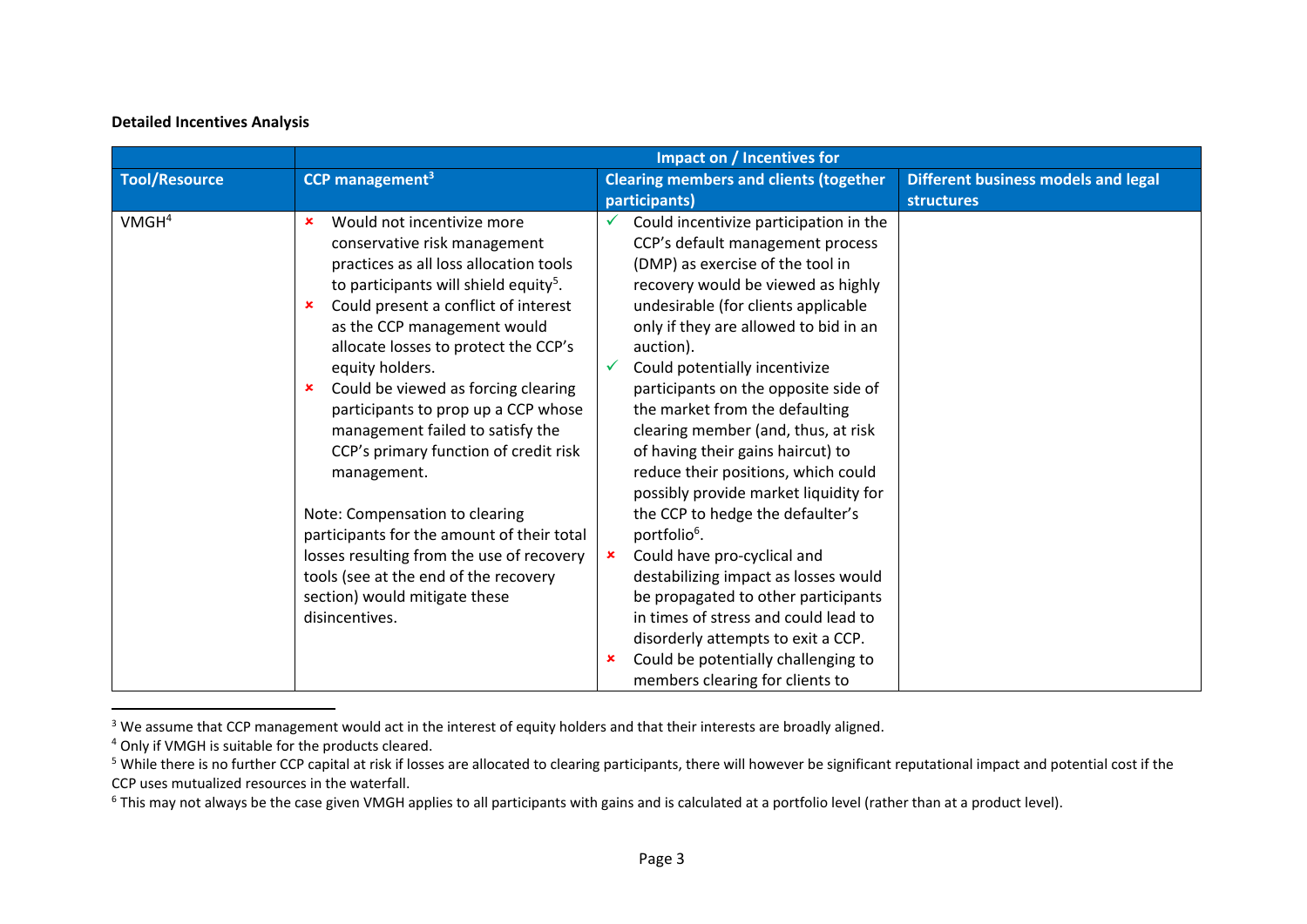**Detailed Incentives Analysis**

| | Impact on / Incentives for | | |
|---|---|---|---|
| **Tool/Resource** | **CCP management[3]** | **Clearing members and clients (together participants)** | **Different business models and legal structures** |
| VMGH[4] | ✗ Would not incentivize more conservative risk management practices as all loss allocation tools to participants will shield equity[5].<br>✗ Could present a conflict of interest as the CCP management would allocate losses to protect the CCP's equity holders.<br>✗ Could be viewed as forcing clearing participants to prop up a CCP whose management failed to satisfy the CCP's primary function of credit risk management.<br><br>Note: Compensation to clearing participants for the amount of their total losses resulting from the use of recovery tools (see at the end of the recovery section) would mitigate these disincentives. | ✓ Could incentivize participation in the CCP's default management process (DMP) as exercise of the tool in recovery would be viewed as highly undesirable (for clients applicable only if they are allowed to bid in an auction).<br>✓ Could potentially incentivize participants on the opposite side of the market from the defaulting clearing member (and, thus, at risk of having their gains haircut) to reduce their positions, which could possibly provide market liquidity for the CCP to hedge the defaulter's portfolio[6].<br>✗ Could have pro-cyclical and destabilizing impact as losses would be propagated to other participants in times of stress and could lead to disorderly attempts to exit a CCP.<br>✗ Could be potentially challenging to members clearing for clients to | |

[3] We assume that CCP management would act in the interest of equity holders and that their interests are broadly aligned.

[4] Only if VMGH is suitable for the products cleared.

[5] While there is no further CCP capital at risk if losses are allocated to clearing participants, there will however be significant reputational impact and potential cost if the CCP uses mutualized resources in the waterfall.

[6] This may not always be the case given VMGH applies to all participants with gains and is calculated at a portfolio level (rather than at a product level).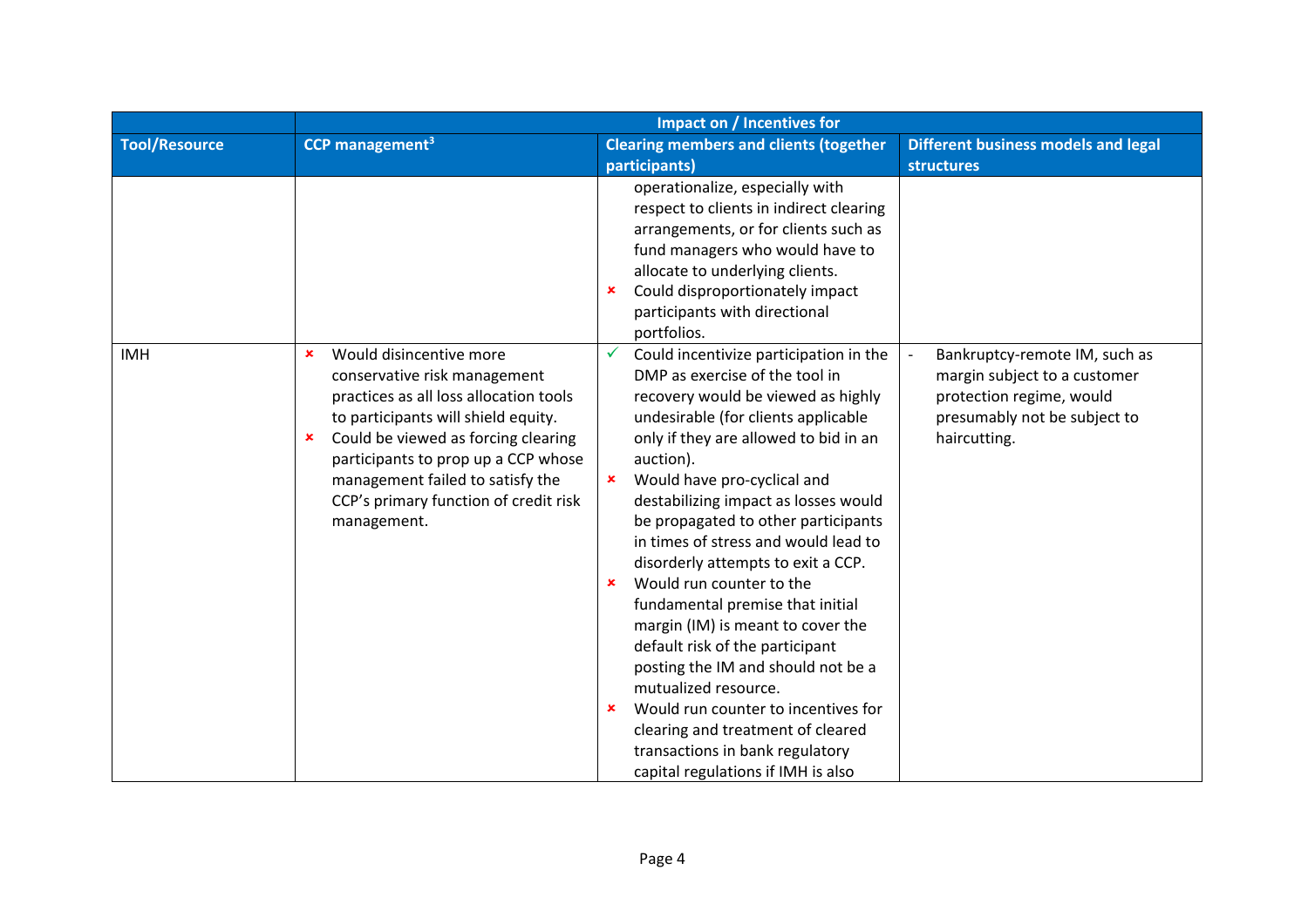| Tool/Resource | Impact on / Incentives for | | |
|---|---|---|---|
| | CCP management[3] | Clearing members and clients (together participants) | Different business models and legal structures |
| | | operationalize, especially with respect to clients in indirect clearing arrangements, or for clients such as fund managers who would have to allocate to underlying clients.<br>✗ Could disproportionately impact participants with directional portfolios. | |
| IMH | ✗ Would disincentive more conservative risk management practices as all loss allocation tools to participants will shield equity.<br>✗ Could be viewed as forcing clearing participants to prop up a CCP whose management failed to satisfy the CCP's primary function of credit risk management. | ✓ Could incentivize participation in the DMP as exercise of the tool in recovery would be viewed as highly undesirable (for clients applicable only if they are allowed to bid in an auction).<br>✗ Would have pro-cyclical and destabilizing impact as losses would be propagated to other participants in times of stress and would lead to disorderly attempts to exit a CCP.<br>✗ Would run counter to the fundamental premise that initial margin (IM) is meant to cover the default risk of the participant posting the IM and should not be a mutualized resource.<br>✗ Would run counter to incentives for clearing and treatment of cleared transactions in bank regulatory capital regulations if IMH is also | - Bankruptcy-remote IM, such as margin subject to a customer protection regime, would presumably not be subject to haircutting. |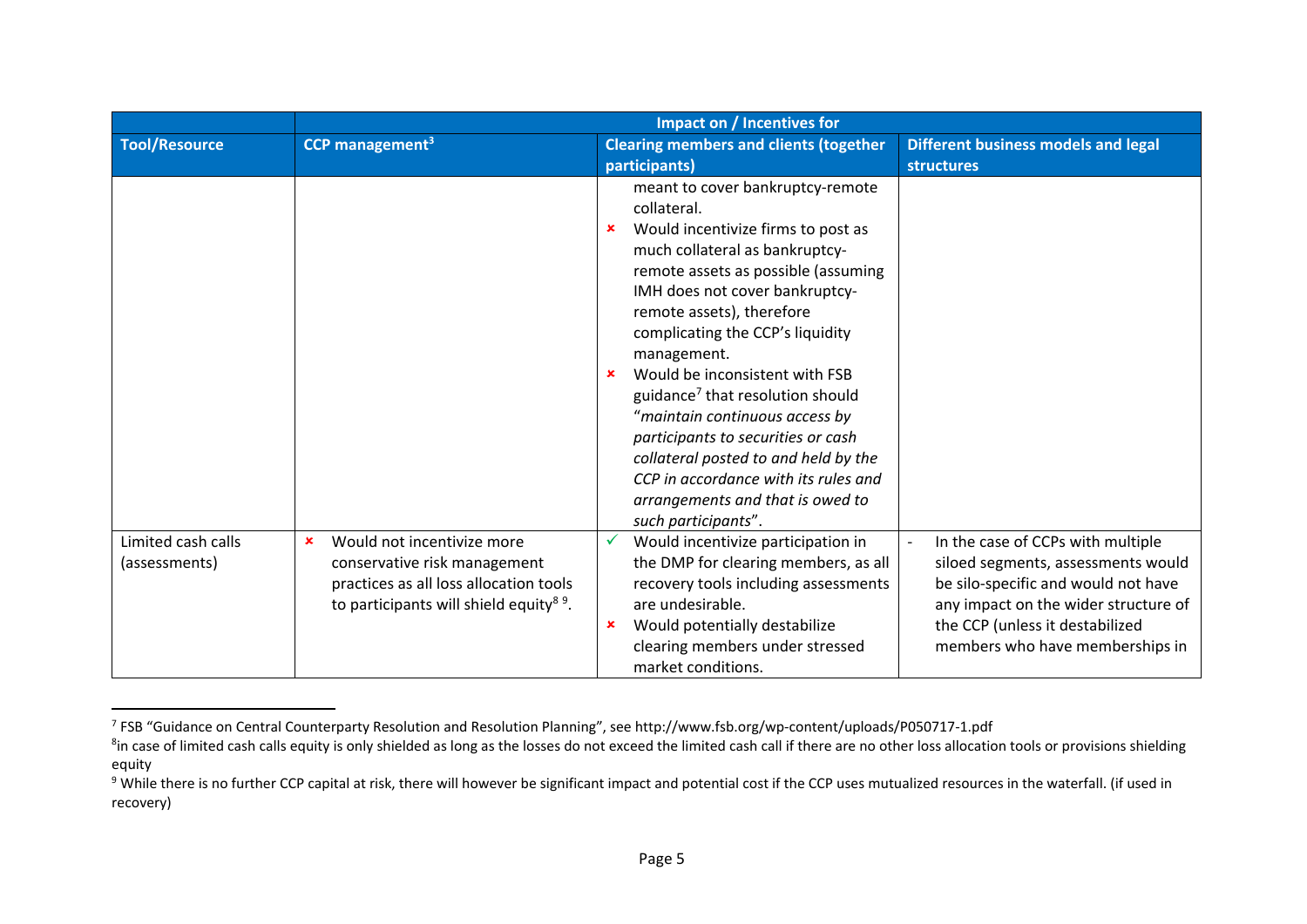| Tool/Resource | Impact on / Incentives for | | |
|---|---|---|---|
| | CCP management[3] | Clearing members and clients (together participants) | Different business models and legal structures |
| | | meant to cover bankruptcy-remote collateral.<br>✗ Would incentivize firms to post as much collateral as bankruptcy-remote assets as possible (assuming IMH does not cover bankruptcy-remote assets), therefore complicating the CCP's liquidity management.<br>✗ Would be inconsistent with FSB guidance[7] that resolution should "*maintain continuous access by participants to securities or cash collateral posted to and held by the CCP in accordance with its rules and arrangements and that is owed to such participants*". | |
| Limited cash calls (assessments) | ✗ Would not incentivize more conservative risk management practices as all loss allocation tools to participants will shield equity[8] [9]. | ✓ Would incentivize participation in the DMP for clearing members, as all recovery tools including assessments are undesirable.<br>✗ Would potentially destabilize clearing members under stressed market conditions. | - In the case of CCPs with multiple siloed segments, assessments would be silo-specific and would not have any impact on the wider structure of the CCP (unless it destabilized members who have memberships in |

[7] FSB "Guidance on Central Counterparty Resolution and Resolution Planning", see http://www.fsb.org/wp-content/uploads/P050717-1.pdf

[8] in case of limited cash calls equity is only shielded as long as the losses do not exceed the limited cash call if there are no other loss allocation tools or provisions shielding equity

[9] While there is no further CCP capital at risk, there will however be significant impact and potential cost if the CCP uses mutualized resources in the waterfall. (if used in recovery)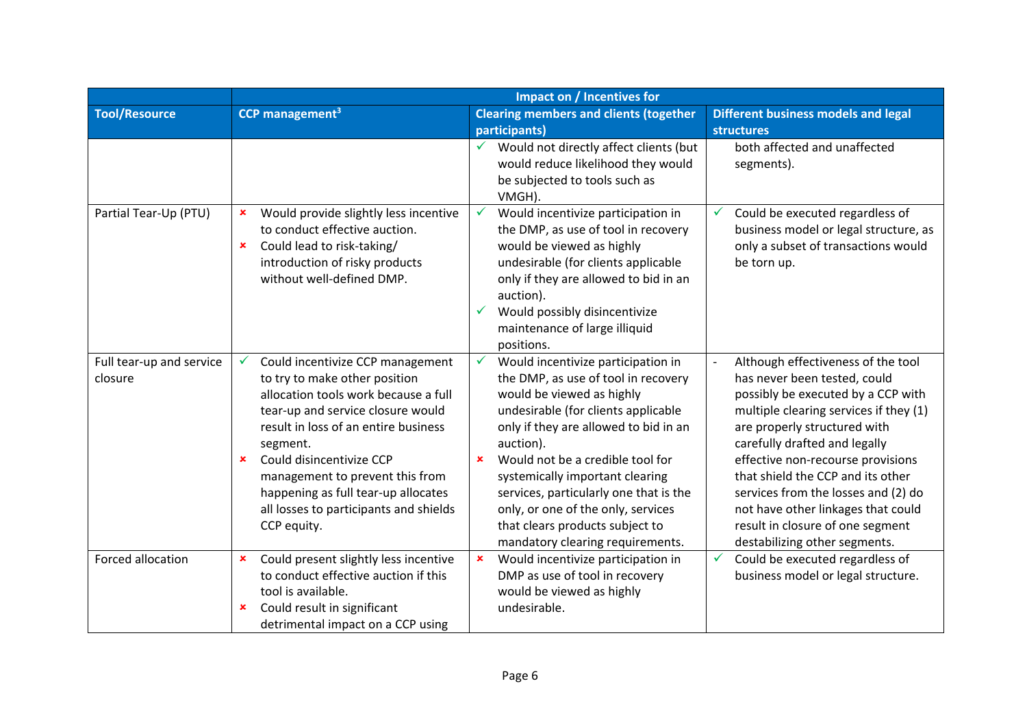| Tool/Resource | Impact on / Incentives for | | |
|---|---|---|---|
| | CCP management[3] | Clearing members and clients (together participants) | Different business models and legal structures |
| | | ✓ Would not directly affect clients (but would reduce likelihood they would be subjected to tools such as VMGH). | both affected and unaffected segments). |
| Partial Tear-Up (PTU) | × Would provide slightly less incentive to conduct effective auction.<br>× Could lead to risk-taking/ introduction of risky products without well-defined DMP. | ✓ Would incentivize participation in the DMP, as use of tool in recovery would be viewed as highly undesirable (for clients applicable only if they are allowed to bid in an auction).<br>✓ Would possibly disincentivize maintenance of large illiquid positions. | ✓ Could be executed regardless of business model or legal structure, as only a subset of transactions would be torn up. |
| Full tear-up and service closure | ✓ Could incentivize CCP management to try to make other position allocation tools work because a full tear-up and service closure would result in loss of an entire business segment.<br>× Could disincentivize CCP management to prevent this from happening as full tear-up allocates all losses to participants and shields CCP equity. | ✓ Would incentivize participation in the DMP, as use of tool in recovery would be viewed as highly undesirable (for clients applicable only if they are allowed to bid in an auction).<br>× Would not be a credible tool for systemically important clearing services, particularly one that is the only, or one of the only, services that clears products subject to mandatory clearing requirements. | - Although effectiveness of the tool has never been tested, could possibly be executed by a CCP with multiple clearing services if they (1) are properly structured with carefully drafted and legally effective non-recourse provisions that shield the CCP and its other services from the losses and (2) do not have other linkages that could result in closure of one segment destabilizing other segments. |
| Forced allocation | × Could present slightly less incentive to conduct effective auction if this tool is available.<br>× Could result in significant detrimental impact on a CCP using | × Would incentivize participation in DMP as use of tool in recovery would be viewed as highly undesirable. | ✓ Could be executed regardless of business model or legal structure. |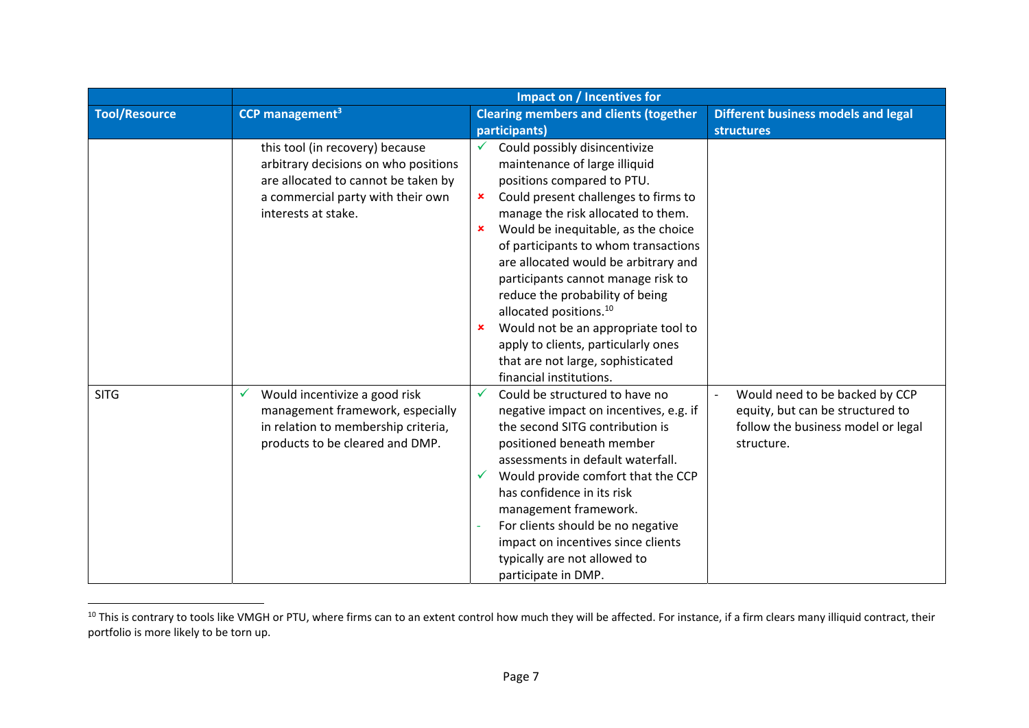| Tool/Resource | Impact on / Incentives for | | |
|---|---|---|---|
| | CCP management[3] | Clearing members and clients (together participants) | Different business models and legal structures |
| | this tool (in recovery) because arbitrary decisions on who positions are allocated to cannot be taken by a commercial party with their own interests at stake. | ✓ Could possibly disincentivize maintenance of large illiquid positions compared to PTU.<br>✗ Could present challenges to firms to manage the risk allocated to them.<br>✗ Would be inequitable, as the choice of participants to whom transactions are allocated would be arbitrary and participants cannot manage risk to reduce the probability of being allocated positions.[10]<br>✗ Would not be an appropriate tool to apply to clients, particularly ones that are not large, sophisticated financial institutions. | |
| SITG | ✓ Would incentivize a good risk management framework, especially in relation to membership criteria, products to be cleared and DMP. | ✓ Could be structured to have no negative impact on incentives, e.g. if the second SITG contribution is positioned beneath member assessments in default waterfall.<br>✓ Would provide comfort that the CCP has confidence in its risk management framework.<br>- For clients should be no negative impact on incentives since clients typically are not allowed to participate in DMP. | - Would need to be backed by CCP equity, but can be structured to follow the business model or legal structure. |

[10] This is contrary to tools like VMGH or PTU, where firms can to an extent control how much they will be affected. For instance, if a firm clears many illiquid contract, their portfolio is more likely to be torn up.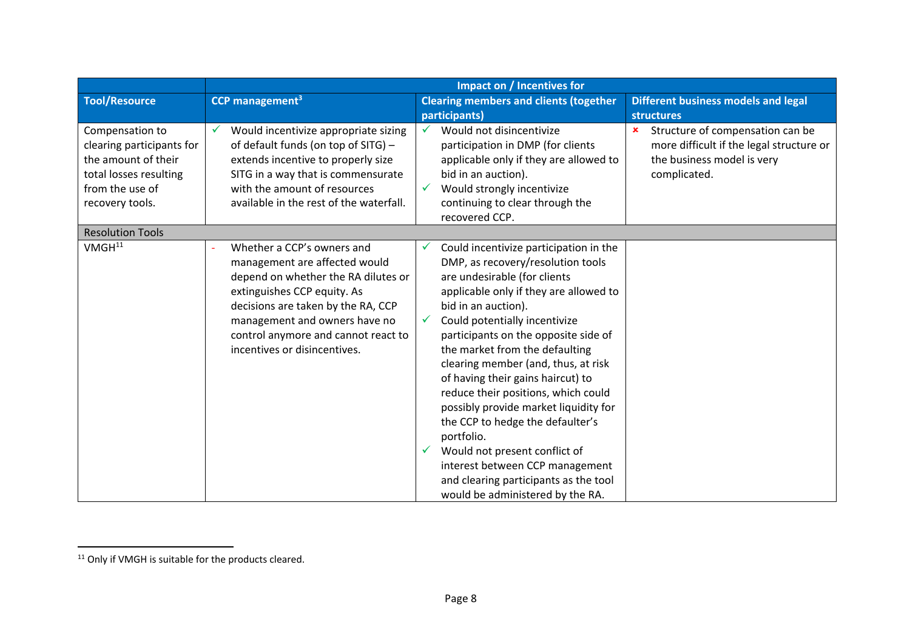| Tool/Resource | Impact on / Incentives for | | |
|---|---|---|---|
| | CCP management[3] | Clearing members and clients (together participants) | Different business models and legal structures |
| Compensation to clearing participants for the amount of their total losses resulting from the use of recovery tools. | ✓ Would incentivize appropriate sizing of default funds (on top of SITG) – extends incentive to properly size SITG in a way that is commensurate with the amount of resources available in the rest of the waterfall. | ✓ Would not disincentivize participation in DMP (for clients applicable only if they are allowed to bid in an auction). ✓ Would strongly incentivize continuing to clear through the recovered CCP. | ✗ Structure of compensation can be more difficult if the legal structure or the business model is very complicated. |
| Resolution Tools | | | |
| VMGH[11] | - Whether a CCP's owners and management are affected would depend on whether the RA dilutes or extinguishes CCP equity. As decisions are taken by the RA, CCP management and owners have no control anymore and cannot react to incentives or disincentives. | ✓ Could incentivize participation in the DMP, as recovery/resolution tools are undesirable (for clients applicable only if they are allowed to bid in an auction). ✓ Could potentially incentivize participants on the opposite side of the market from the defaulting clearing member (and, thus, at risk of having their gains haircut) to reduce their positions, which could possibly provide market liquidity for the CCP to hedge the defaulter's portfolio. ✓ Would not present conflict of interest between CCP management and clearing participants as the tool would be administered by the RA. | |

[11] Only if VMGH is suitable for the products cleared.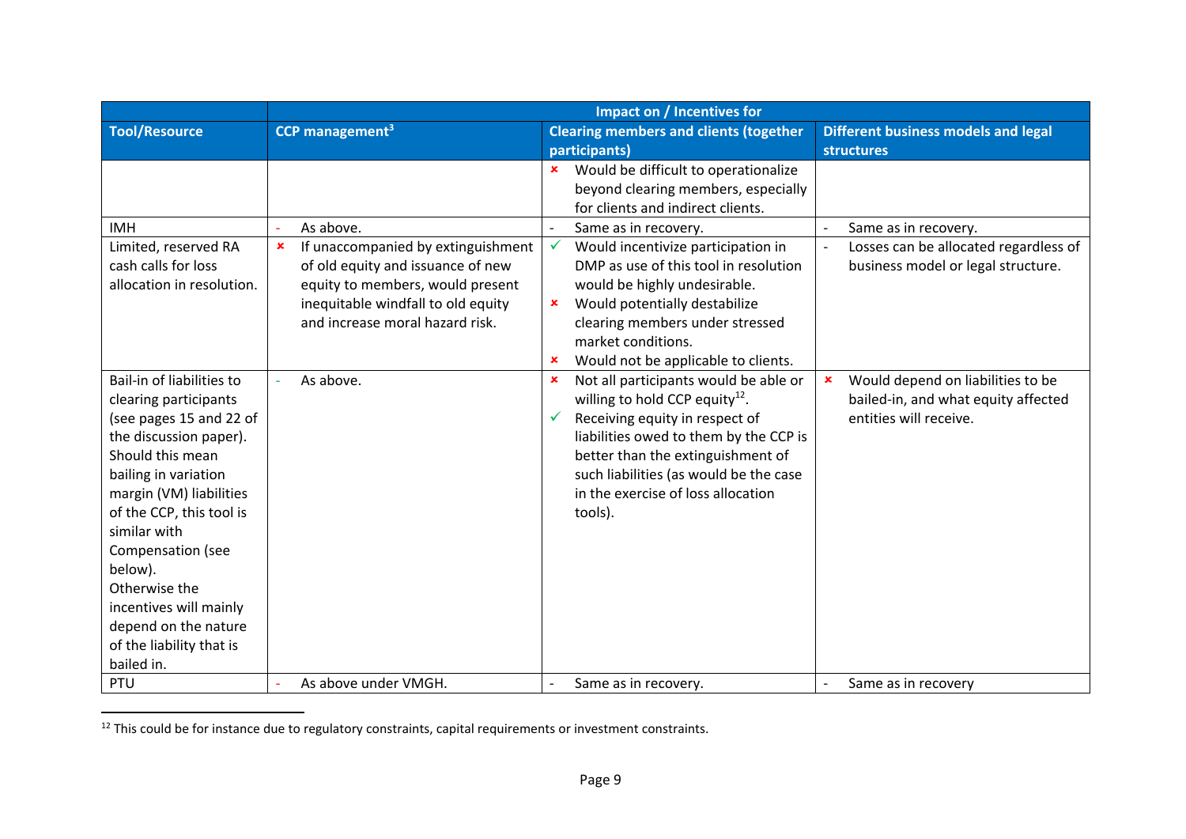| Tool/Resource | Impact on / Incentives for | | |
|---|---|---|---|
| | CCP management[3] | Clearing members and clients (together participants) | Different business models and legal structures |
| | | ✗ Would be difficult to operationalize beyond clearing members, especially for clients and indirect clients. | |
| IMH | - As above. | - Same as in recovery. | - Same as in recovery. |
| Limited, reserved RA cash calls for loss allocation in resolution. | ✗ If unaccompanied by extinguishment of old equity and issuance of new equity to members, would present inequitable windfall to old equity and increase moral hazard risk. | ✓ Would incentivize participation in DMP as use of this tool in resolution would be highly undesirable.<br>✗ Would potentially destabilize clearing members under stressed market conditions.<br>✗ Would not be applicable to clients. | - Losses can be allocated regardless of business model or legal structure. |
| Bail-in of liabilities to clearing participants (see pages 15 and 22 of the discussion paper). Should this mean bailing in variation margin (VM) liabilities of the CCP, this tool is similar with Compensation (see below).<br>Otherwise the incentives will mainly depend on the nature of the liability that is bailed in. | - As above. | ✗ Not all participants would be able or willing to hold CCP equity[12].<br>✓ Receiving equity in respect of liabilities owed to them by the CCP is better than the extinguishment of such liabilities (as would be the case in the exercise of loss allocation tools). | ✗ Would depend on liabilities to be bailed-in, and what equity affected entities will receive. |
| PTU | - As above under VMGH. | - Same as in recovery. | - Same as in recovery |

[12] This could be for instance due to regulatory constraints, capital requirements or investment constraints.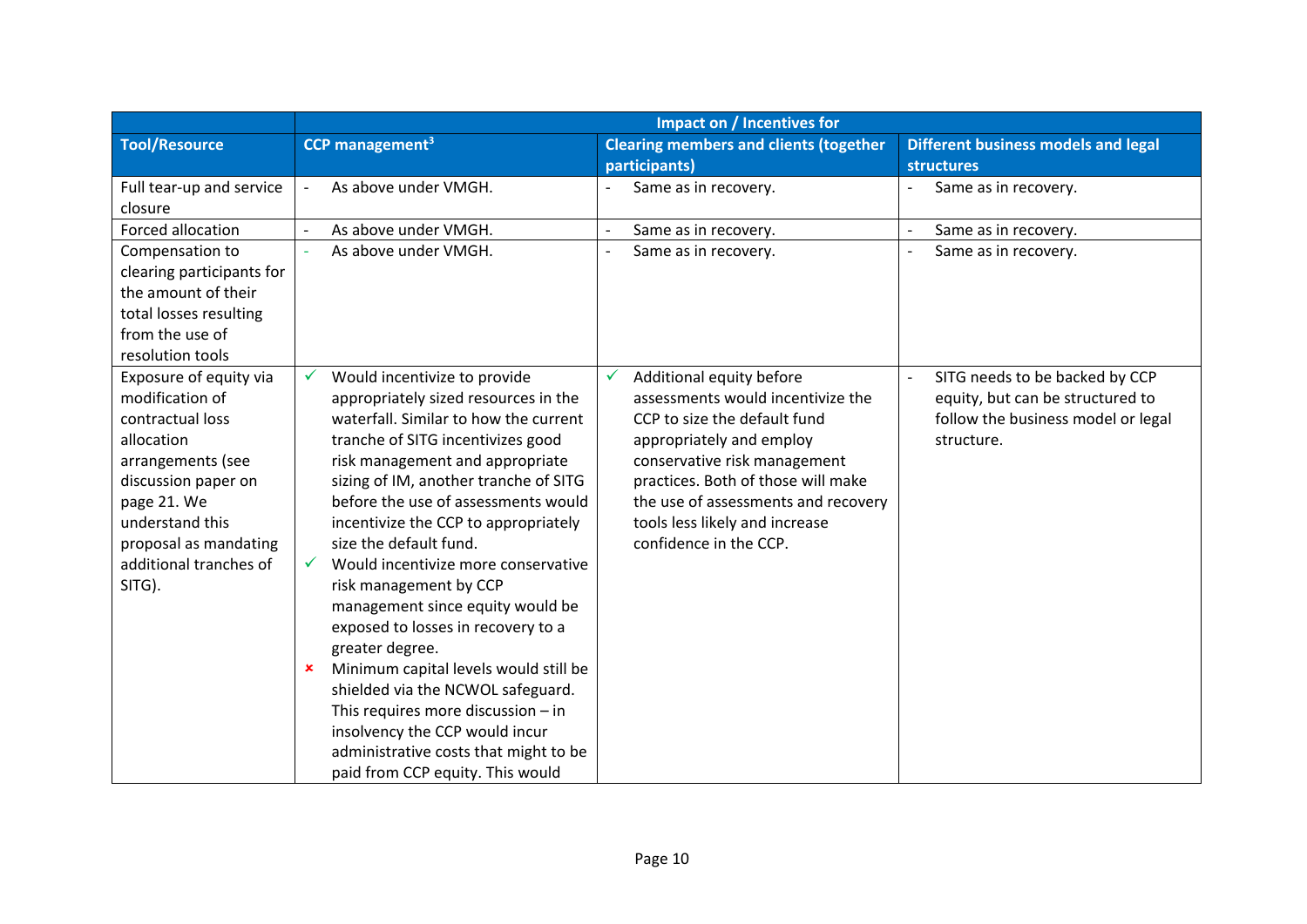| Tool/Resource | Impact on / Incentives for | | |
|---|---|---|---|
| | CCP management[3] | Clearing members and clients (together participants) | Different business models and legal structures |
| Full tear-up and service closure | - As above under VMGH. | - Same as in recovery. | - Same as in recovery. |
| Forced allocation | - As above under VMGH. | - Same as in recovery. | - Same as in recovery. |
| Compensation to clearing participants for the amount of their total losses resulting from the use of resolution tools | - As above under VMGH. | - Same as in recovery. | - Same as in recovery. |
| Exposure of equity via modification of contractual loss allocation arrangements (see discussion paper on page 21. We understand this proposal as mandating additional tranches of SITG). | ✓ Would incentivize to provide appropriately sized resources in the waterfall. Similar to how the current tranche of SITG incentivizes good risk management and appropriate sizing of IM, another tranche of SITG before the use of assessments would incentivize the CCP to appropriately size the default fund.<br>✓ Would incentivize more conservative risk management by CCP management since equity would be exposed to losses in recovery to a greater degree.<br>× Minimum capital levels would still be shielded via the NCWOL safeguard. This requires more discussion – in insolvency the CCP would incur administrative costs that might to be paid from CCP equity. This would | ✓ Additional equity before assessments would incentivize the CCP to size the default fund appropriately and employ conservative risk management practices. Both of those will make the use of assessments and recovery tools less likely and increase confidence in the CCP. | - SITG needs to be backed by CCP equity, but can be structured to follow the business model or legal structure. |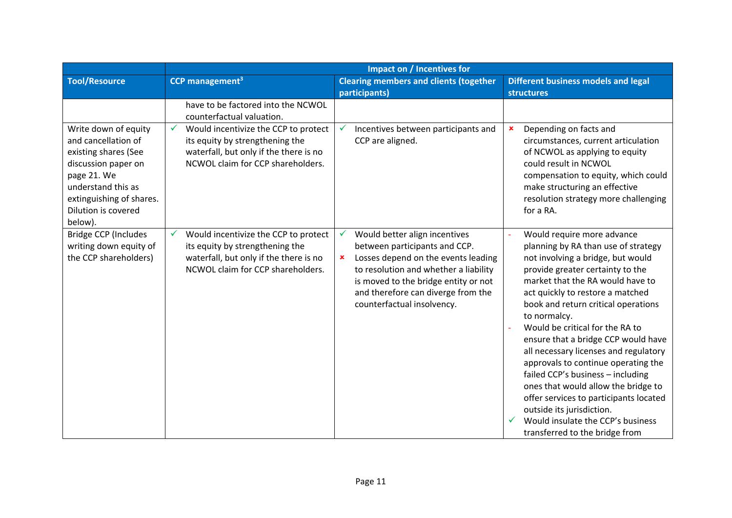| Tool/Resource | Impact on / Incentives for | | |
|---|---|---|---|
| | CCP management[3] | Clearing members and clients (together participants) | Different business models and legal structures |
| | have to be factored into the NCWOL counterfactual valuation. | | |
| Write down of equity and cancellation of existing shares (See discussion paper on page 21. We understand this as extinguishing of shares. Dilution is covered below). | ✓ Would incentivize the CCP to protect its equity by strengthening the waterfall, but only if the there is no NCWOL claim for CCP shareholders. | ✓ Incentives between participants and CCP are aligned. | × Depending on facts and circumstances, current articulation of NCWOL as applying to equity could result in NCWOL compensation to equity, which could make structuring an effective resolution strategy more challenging for a RA. |
| Bridge CCP (Includes writing down equity of the CCP shareholders) | ✓ Would incentivize the CCP to protect its equity by strengthening the waterfall, but only if the there is no NCWOL claim for CCP shareholders. | ✓ Would better align incentives between participants and CCP.<br>× Losses depend on the events leading to resolution and whether a liability is moved to the bridge entity or not and therefore can diverge from the counterfactual insolvency. | - Would require more advance planning by RA than use of strategy not involving a bridge, but would provide greater certainty to the market that the RA would have to act quickly to restore a matched book and return critical operations to normalcy.<br>- Would be critical for the RA to ensure that a bridge CCP would have all necessary licenses and regulatory approvals to continue operating the failed CCP's business – including ones that would allow the bridge to offer services to participants located outside its jurisdiction.<br>✓ Would insulate the CCP's business transferred to the bridge from |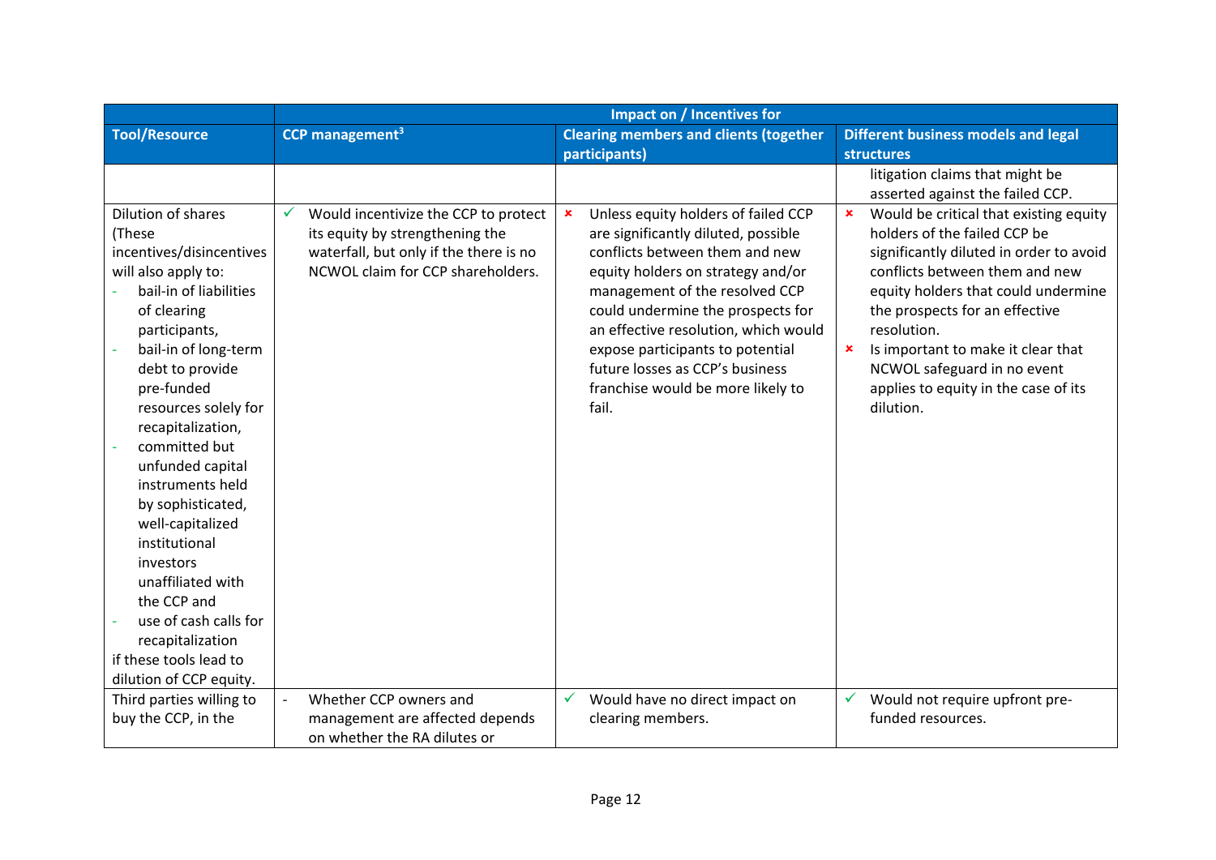| Tool/Resource | Impact on / Incentives for | | |
|---|---|---|---|
| | CCP management[3] | Clearing members and clients (together participants) | Different business models and legal structures |
| | | | litigation claims that might be asserted against the failed CCP. |
| Dilution of shares (These incentives/disincentives will also apply to: <br>- bail-in of liabilities of clearing participants, <br>- bail-in of long-term debt to provide pre-funded resources solely for recapitalization, <br>- committed but unfunded capital instruments held by sophisticated, well-capitalized institutional investors unaffiliated with the CCP and <br>- use of cash calls for recapitalization <br>if these tools lead to dilution of CCP equity. | ✓ Would incentivize the CCP to protect its equity by strengthening the waterfall, but only if the there is no NCWOL claim for CCP shareholders. | × Unless equity holders of failed CCP are significantly diluted, possible conflicts between them and new equity holders on strategy and/or management of the resolved CCP could undermine the prospects for an effective resolution, which would expose participants to potential future losses as CCP's business franchise would be more likely to fail. | × Would be critical that existing equity holders of the failed CCP be significantly diluted in order to avoid conflicts between them and new equity holders that could undermine the prospects for an effective resolution. <br>× Is important to make it clear that NCWOL safeguard in no event applies to equity in the case of its dilution. |
| Third parties willing to buy the CCP, in the | - Whether CCP owners and management are affected depends on whether the RA dilutes or | ✓ Would have no direct impact on clearing members. | ✓ Would not require upfront pre-funded resources. |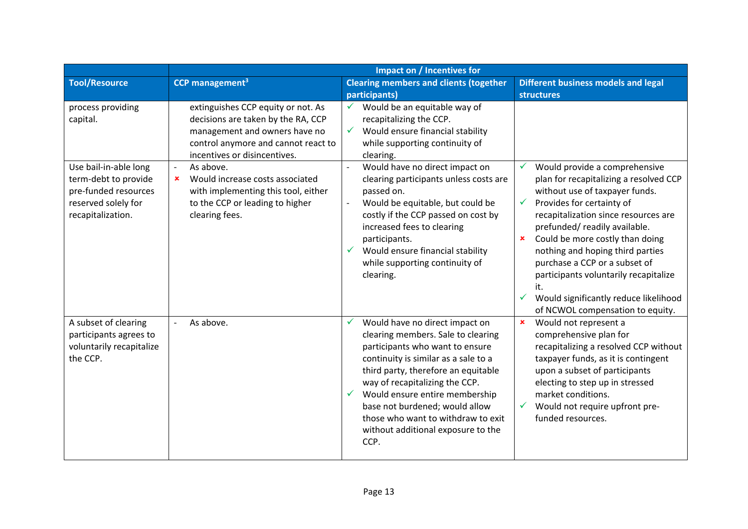| Tool/Resource | Impact on / Incentives for | | |
|---|---|---|---|
| | CCP management[3] | Clearing members and clients (together participants) | Different business models and legal structures |
| process providing capital. | extinguishes CCP equity or not. As decisions are taken by the RA, CCP management and owners have no control anymore and cannot react to incentives or disincentives. | ✓ Would be an equitable way of recapitalizing the CCP.<br>✓ Would ensure financial stability while supporting continuity of clearing. | |
| Use bail-in-able long term-debt to provide pre-funded resources reserved solely for recapitalization. | - As above.<br>× Would increase costs associated with implementing this tool, either to the CCP or leading to higher clearing fees. | - Would have no direct impact on clearing participants unless costs are passed on.<br>- Would be equitable, but could be costly if the CCP passed on cost by increased fees to clearing participants.<br>✓ Would ensure financial stability while supporting continuity of clearing. | ✓ Would provide a comprehensive plan for recapitalizing a resolved CCP without use of taxpayer funds.<br>✓ Provides for certainty of recapitalization since resources are prefunded/ readily available.<br>× Could be more costly than doing nothing and hoping third parties purchase a CCP or a subset of participants voluntarily recapitalize it.<br>✓ Would significantly reduce likelihood of NCWOL compensation to equity. |
| A subset of clearing participants agrees to voluntarily recapitalize the CCP. | - As above. | ✓ Would have no direct impact on clearing members. Sale to clearing participants who want to ensure continuity is similar as a sale to a third party, therefore an equitable way of recapitalizing the CCP.<br>✓ Would ensure entire membership base not burdened; would allow those who want to withdraw to exit without additional exposure to the CCP. | × Would not represent a comprehensive plan for recapitalizing a resolved CCP without taxpayer funds, as it is contingent upon a subset of participants electing to step up in stressed market conditions.<br>✓ Would not require upfront pre-funded resources. |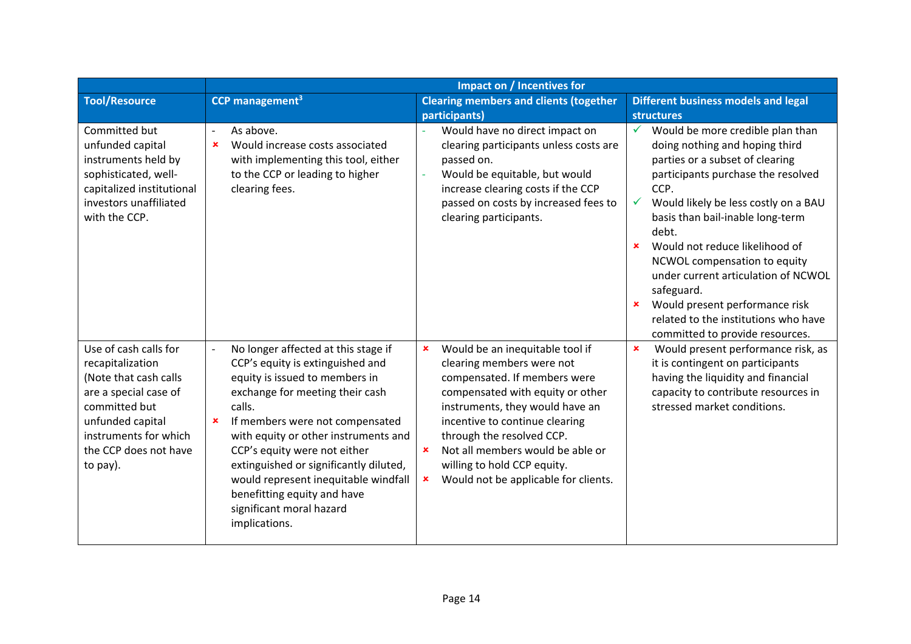| Tool/Resource | Impact on / Incentives for | | |
|---|---|---|---|
| | CCP management[3] | Clearing members and clients (together participants) | Different business models and legal structures |
| Committed but unfunded capital instruments held by sophisticated, well-capitalized institutional investors unaffiliated with the CCP. | - As above.<br>✗ Would increase costs associated with implementing this tool, either to the CCP or leading to higher clearing fees. | - Would have no direct impact on clearing participants unless costs are passed on.<br>- Would be equitable, but would increase clearing costs if the CCP passed on costs by increased fees to clearing participants. | ✓ Would be more credible plan than doing nothing and hoping third parties or a subset of clearing participants purchase the resolved CCP.<br>✓ Would likely be less costly on a BAU basis than bail-inable long-term debt.<br>✗ Would not reduce likelihood of NCWOL compensation to equity under current articulation of NCWOL safeguard.<br>✗ Would present performance risk related to the institutions who have committed to provide resources. |
| Use of cash calls for recapitalization (Note that cash calls are a special case of committed but unfunded capital instruments for which the CCP does not have to pay). | - No longer affected at this stage if CCP's equity is extinguished and equity is issued to members in exchange for meeting their cash calls.<br>✗ If members were not compensated with equity or other instruments and CCP's equity were not either extinguished or significantly diluted, would represent inequitable windfall benefitting equity and have significant moral hazard implications. | ✗ Would be an inequitable tool if clearing members were not compensated. If members were compensated with equity or other instruments, they would have an incentive to continue clearing through the resolved CCP.<br>✗ Not all members would be able or willing to hold CCP equity.<br>✗ Would not be applicable for clients. | ✗ Would present performance risk, as it is contingent on participants having the liquidity and financial capacity to contribute resources in stressed market conditions. |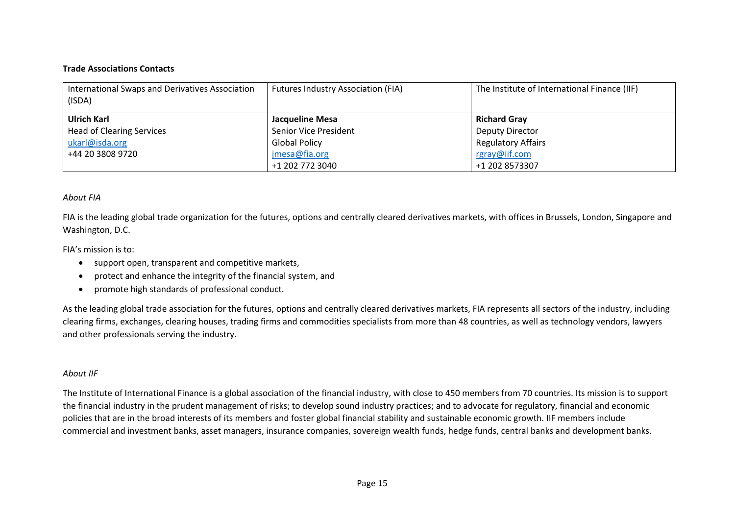**Trade Associations Contacts**

| International Swaps and Derivatives Association (ISDA) | Futures Industry Association (FIA) | The Institute of International Finance (IIF) |
|---|---|---|
| **Ulrich Karl**<br>Head of Clearing Services<br>ukarl@isda.org<br>+44 20 3808 9720 | **Jacqueline Mesa**<br>Senior Vice President<br>Global Policy<br>jmesa@fia.org<br>+1 202 772 3040 | **Richard Gray**<br>Deputy Director<br>Regulatory Affairs<br>rgray@iif.com<br>+1 202 8573307 |

*About FIA*

FIA is the leading global trade organization for the futures, options and centrally cleared derivatives markets, with offices in Brussels, London, Singapore and Washington, D.C.

FIA's mission is to:

- support open, transparent and competitive markets,
- protect and enhance the integrity of the financial system, and
- promote high standards of professional conduct.

As the leading global trade association for the futures, options and centrally cleared derivatives markets, FIA represents all sectors of the industry, including clearing firms, exchanges, clearing houses, trading firms and commodities specialists from more than 48 countries, as well as technology vendors, lawyers and other professionals serving the industry.

*About IIF*

The Institute of International Finance is a global association of the financial industry, with close to 450 members from 70 countries. Its mission is to support the financial industry in the prudent management of risks; to develop sound industry practices; and to advocate for regulatory, financial and economic policies that are in the broad interests of its members and foster global financial stability and sustainable economic growth. IIF members include commercial and investment banks, asset managers, insurance companies, sovereign wealth funds, hedge funds, central banks and development banks.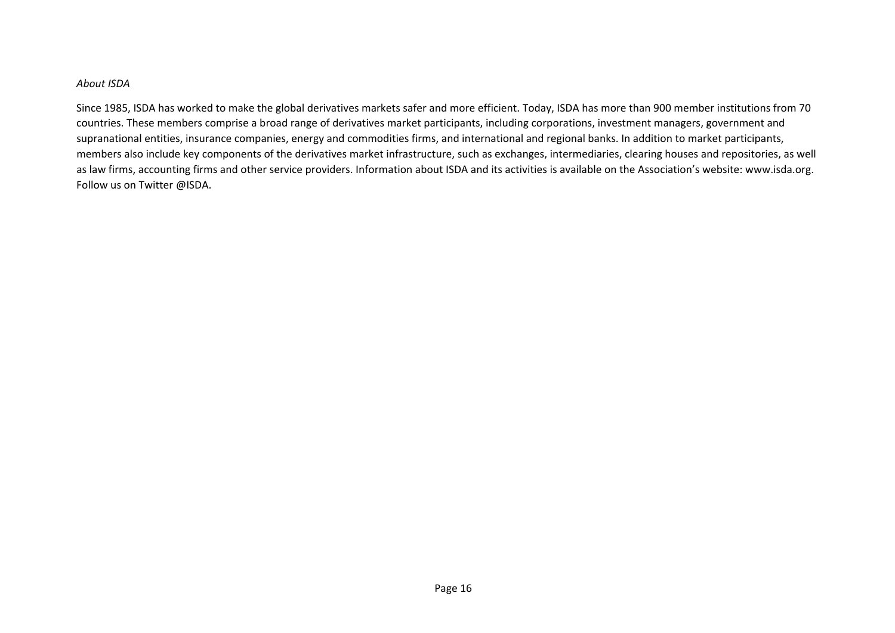*About ISDA*

Since 1985, ISDA has worked to make the global derivatives markets safer and more efficient. Today, ISDA has more than 900 member institutions from 70 countries. These members comprise a broad range of derivatives market participants, including corporations, investment managers, government and supranational entities, insurance companies, energy and commodities firms, and international and regional banks. In addition to market participants, members also include key components of the derivatives market infrastructure, such as exchanges, intermediaries, clearing houses and repositories, as well as law firms, accounting firms and other service providers. Information about ISDA and its activities is available on the Association's website: www.isda.org. Follow us on Twitter @ISDA.